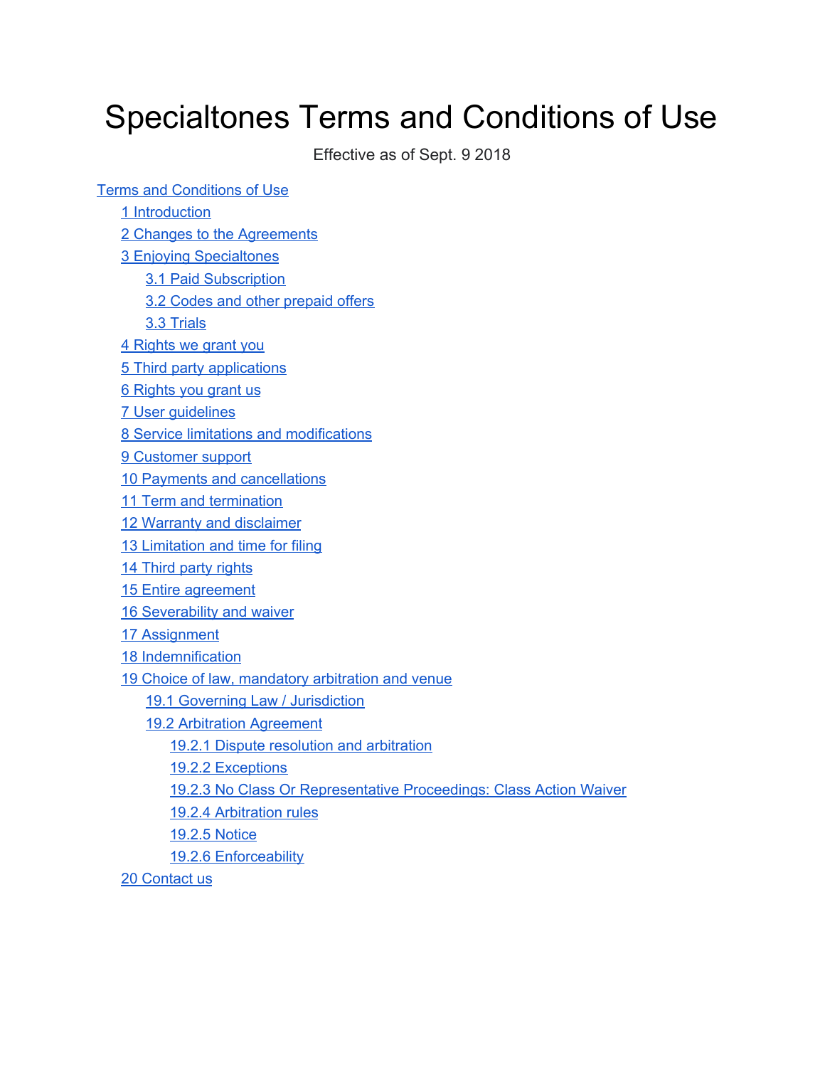# Specialtones Terms and Conditions of Use

Effective as of Sept. 9 2018

- Terms and Conditions of Use
  - 1 Introduction
  - 2 Changes to the Agreements
  - 3 Enjoying Specialtones
    - 3.1 Paid Subscription
    - 3.2 Codes and other prepaid offers
    - 3.3 Trials
  - 4 Rights we grant you
  - 5 Third party applications
  - 6 Rights you grant us
  - 7 User guidelines
  - 8 Service limitations and modifications
  - 9 Customer support
  - 10 Payments and cancellations
  - 11 Term and termination
  - 12 Warranty and disclaimer
  - 13 Limitation and time for filing
  - 14 Third party rights
  - 15 Entire agreement
  - 16 Severability and waiver
  - 17 Assignment
  - 18 Indemnification
  - 19 Choice of law, mandatory arbitration and venue
    - 19.1 Governing Law / Jurisdiction
    - 19.2 Arbitration Agreement
      - 19.2.1 Dispute resolution and arbitration
      - 19.2.2 Exceptions
      - 19.2.3 No Class Or Representative Proceedings: Class Action Waiver
      - 19.2.4 Arbitration rules
      - 19.2.5 Notice
      - 19.2.6 Enforceability
  - 20 Contact us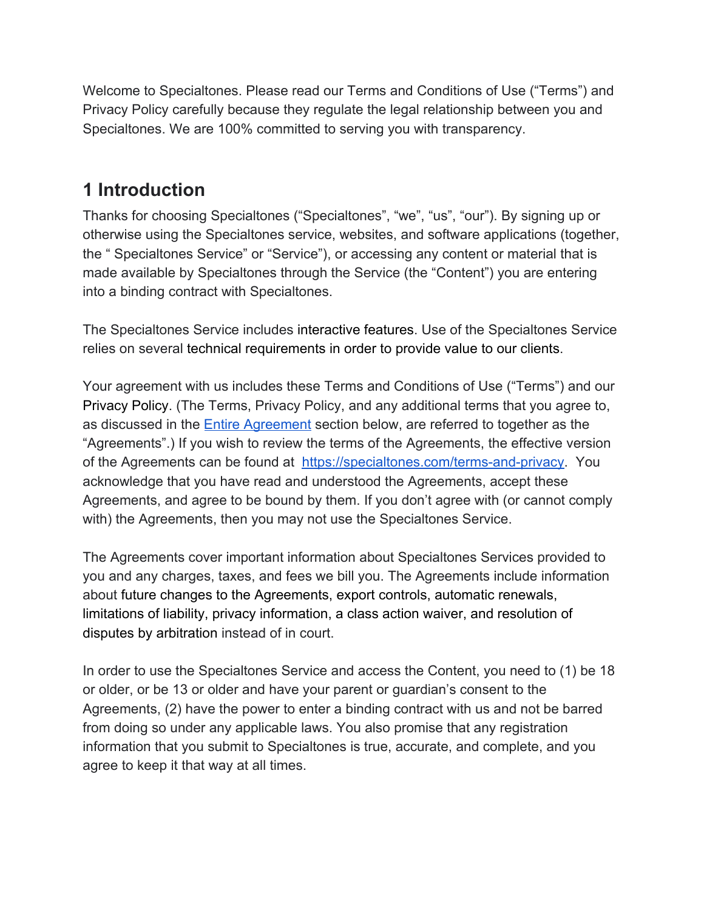Welcome to Specialtones. Please read our Terms and Conditions of Use ("Terms") and Privacy Policy carefully because they regulate the legal relationship between you and Specialtones. We are 100% committed to serving you with transparency.

## 1 Introduction

Thanks for choosing Specialtones ("Specialtones", "we", "us", "our"). By signing up or otherwise using the Specialtones service, websites, and software applications (together, the " Specialtones Service" or "Service"), or accessing any content or material that is made available by Specialtones through the Service (the "Content") you are entering into a binding contract with Specialtones.

The Specialtones Service includes interactive features. Use of the Specialtones Service relies on several technical requirements in order to provide value to our clients.

Your agreement with us includes these Terms and Conditions of Use ("Terms") and our Privacy Policy. (The Terms, Privacy Policy, and any additional terms that you agree to, as discussed in the [Entire Agreement] section below, are referred to together as the "Agreements".) If you wish to review the terms of the Agreements, the effective version of the Agreements can be found at https://specialtones.com/terms-and-privacy. You acknowledge that you have read and understood the Agreements, accept these Agreements, and agree to be bound by them. If you don't agree with (or cannot comply with) the Agreements, then you may not use the Specialtones Service.

The Agreements cover important information about Specialtones Services provided to you and any charges, taxes, and fees we bill you. The Agreements include information about future changes to the Agreements, export controls, automatic renewals, limitations of liability, privacy information, a class action waiver, and resolution of disputes by arbitration instead of in court.

In order to use the Specialtones Service and access the Content, you need to (1) be 18 or older, or be 13 or older and have your parent or guardian's consent to the Agreements, (2) have the power to enter a binding contract with us and not be barred from doing so under any applicable laws. You also promise that any registration information that you submit to Specialtones is true, accurate, and complete, and you agree to keep it that way at all times.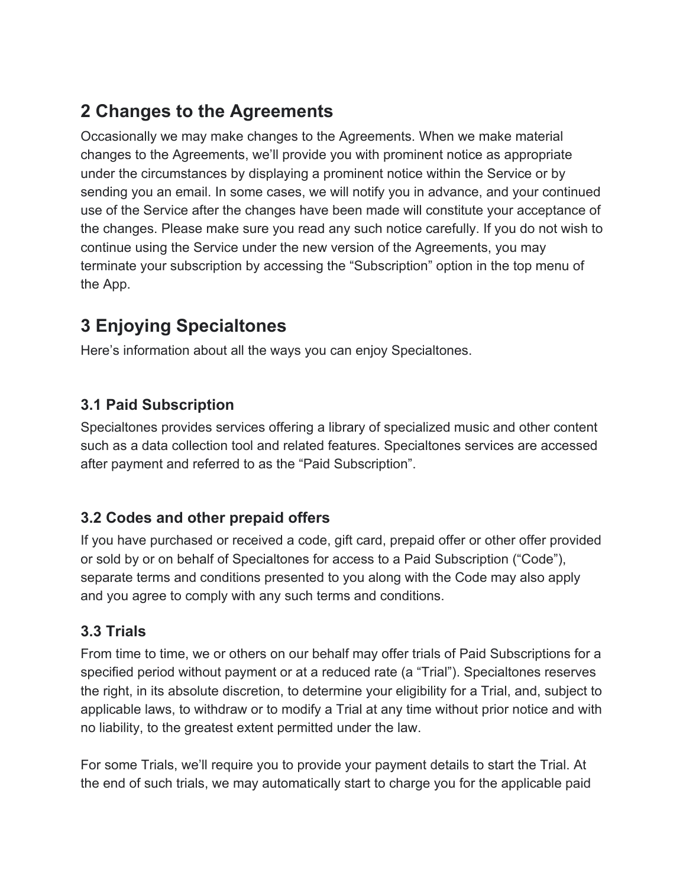## 2 Changes to the Agreements

Occasionally we may make changes to the Agreements. When we make material changes to the Agreements, we'll provide you with prominent notice as appropriate under the circumstances by displaying a prominent notice within the Service or by sending you an email. In some cases, we will notify you in advance, and your continued use of the Service after the changes have been made will constitute your acceptance of the changes. Please make sure you read any such notice carefully. If you do not wish to continue using the Service under the new version of the Agreements, you may terminate your subscription by accessing the "Subscription" option in the top menu of the App.

## 3 Enjoying Specialtones

Here's information about all the ways you can enjoy Specialtones.

### 3.1 Paid Subscription

Specialtones provides services offering a library of specialized music and other content such as a data collection tool and related features. Specialtones services are accessed after payment and referred to as the "Paid Subscription".

### 3.2 Codes and other prepaid offers

If you have purchased or received a code, gift card, prepaid offer or other offer provided or sold by or on behalf of Specialtones for access to a Paid Subscription ("Code"), separate terms and conditions presented to you along with the Code may also apply and you agree to comply with any such terms and conditions.

### 3.3 Trials

From time to time, we or others on our behalf may offer trials of Paid Subscriptions for a specified period without payment or at a reduced rate (a "Trial"). Specialtones reserves the right, in its absolute discretion, to determine your eligibility for a Trial, and, subject to applicable laws, to withdraw or to modify a Trial at any time without prior notice and with no liability, to the greatest extent permitted under the law.

For some Trials, we'll require you to provide your payment details to start the Trial. At the end of such trials, we may automatically start to charge you for the applicable paid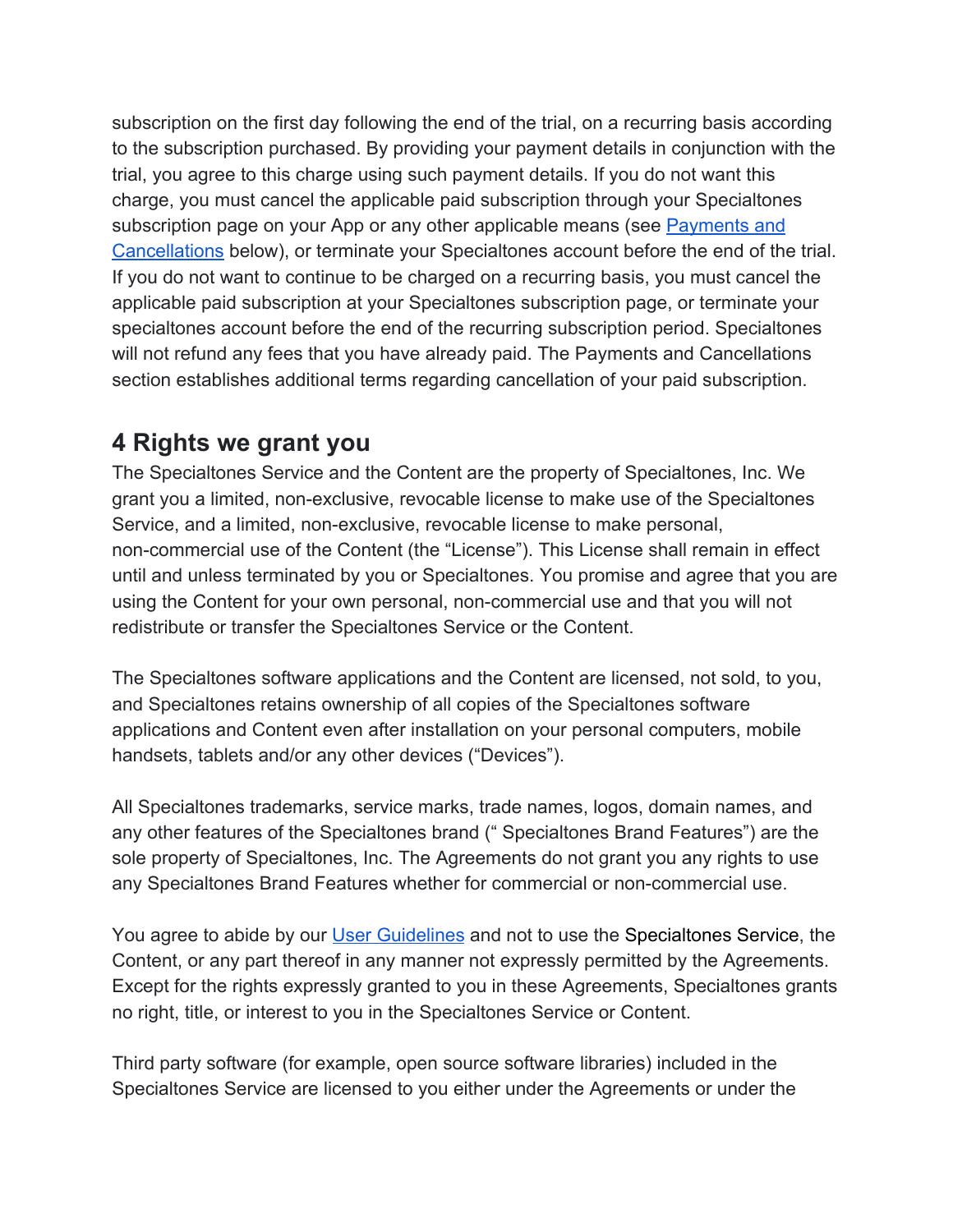subscription on the first day following the end of the trial, on a recurring basis according to the subscription purchased. By providing your payment details in conjunction with the trial, you agree to this charge using such payment details. If you do not want this charge, you must cancel the applicable paid subscription through your Specialtones subscription page on your App or any other applicable means (see [Payments and Cancellations]() below), or terminate your Specialtones account before the end of the trial. If you do not want to continue to be charged on a recurring basis, you must cancel the applicable paid subscription at your Specialtones subscription page, or terminate your specialtones account before the end of the recurring subscription period. Specialtones will not refund any fees that you have already paid. The Payments and Cancellations section establishes additional terms regarding cancellation of your paid subscription.

## 4 Rights we grant you

The Specialtones Service and the Content are the property of Specialtones, Inc. We grant you a limited, non-exclusive, revocable license to make use of the Specialtones Service, and a limited, non-exclusive, revocable license to make personal, non-commercial use of the Content (the "License"). This License shall remain in effect until and unless terminated by you or Specialtones. You promise and agree that you are using the Content for your own personal, non-commercial use and that you will not redistribute or transfer the Specialtones Service or the Content.

The Specialtones software applications and the Content are licensed, not sold, to you, and Specialtones retains ownership of all copies of the Specialtones software applications and Content even after installation on your personal computers, mobile handsets, tablets and/or any other devices ("Devices").

All Specialtones trademarks, service marks, trade names, logos, domain names, and any other features of the Specialtones brand (" Specialtones Brand Features") are the sole property of Specialtones, Inc. The Agreements do not grant you any rights to use any Specialtones Brand Features whether for commercial or non-commercial use.

You agree to abide by our [User Guidelines]() and not to use the Specialtones Service, the Content, or any part thereof in any manner not expressly permitted by the Agreements. Except for the rights expressly granted to you in these Agreements, Specialtones grants no right, title, or interest to you in the Specialtones Service or Content.

Third party software (for example, open source software libraries) included in the Specialtones Service are licensed to you either under the Agreements or under the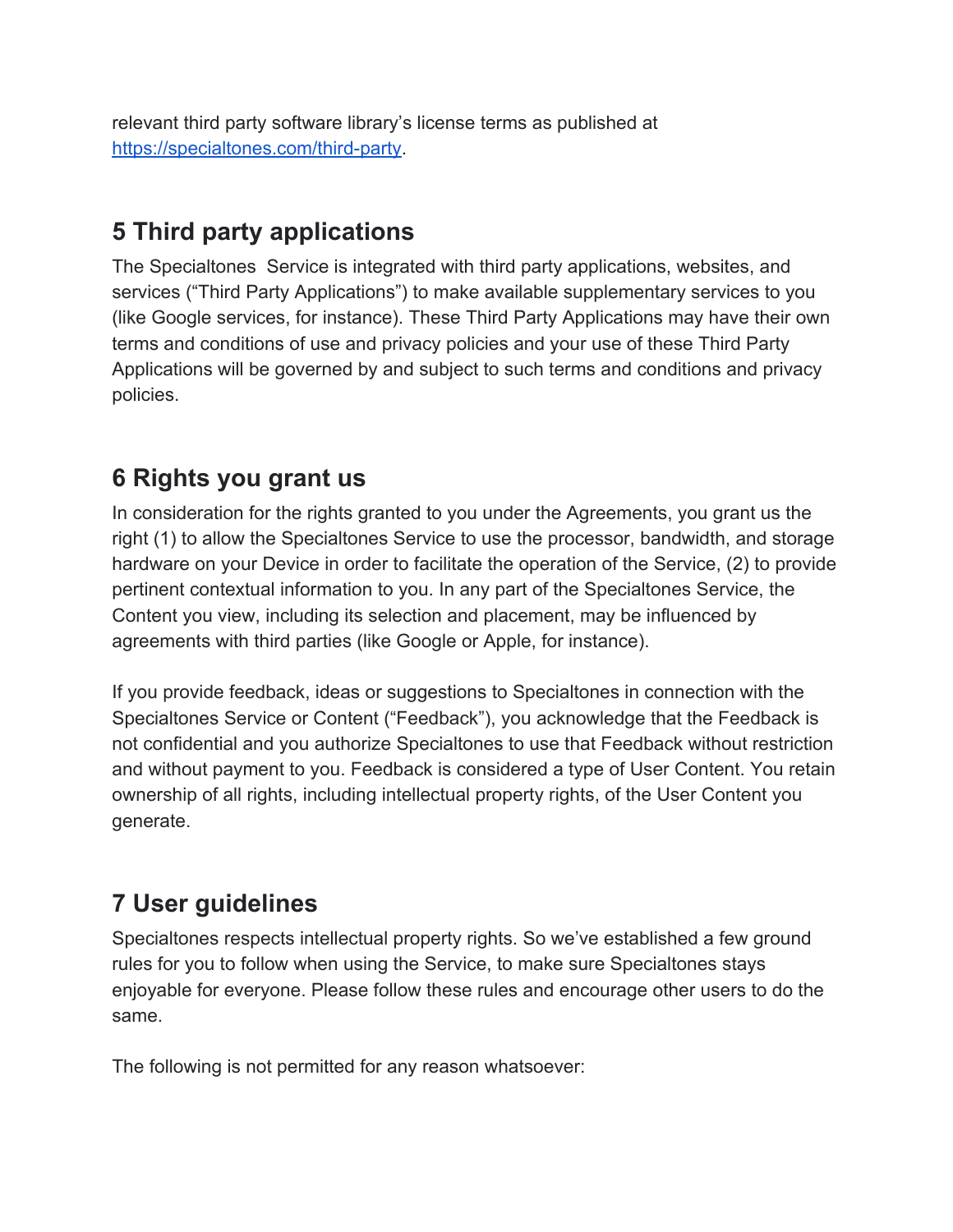relevant third party software library's license terms as published at [https://specialtones.com/third-party](https://specialtones.com/third-party).

## 5 Third party applications

The Specialtones  Service is integrated with third party applications, websites, and services ("Third Party Applications") to make available supplementary services to you (like Google services, for instance). These Third Party Applications may have their own terms and conditions of use and privacy policies and your use of these Third Party Applications will be governed by and subject to such terms and conditions and privacy policies.

## 6 Rights you grant us

In consideration for the rights granted to you under the Agreements, you grant us the right (1) to allow the Specialtones Service to use the processor, bandwidth, and storage hardware on your Device in order to facilitate the operation of the Service, (2) to provide pertinent contextual information to you. In any part of the Specialtones Service, the Content you view, including its selection and placement, may be influenced by agreements with third parties (like Google or Apple, for instance).

If you provide feedback, ideas or suggestions to Specialtones in connection with the Specialtones Service or Content ("Feedback"), you acknowledge that the Feedback is not confidential and you authorize Specialtones to use that Feedback without restriction and without payment to you. Feedback is considered a type of User Content. You retain ownership of all rights, including intellectual property rights, of the User Content you generate.

## 7 User guidelines

Specialtones respects intellectual property rights. So we've established a few ground rules for you to follow when using the Service, to make sure Specialtones stays enjoyable for everyone. Please follow these rules and encourage other users to do the same.

The following is not permitted for any reason whatsoever: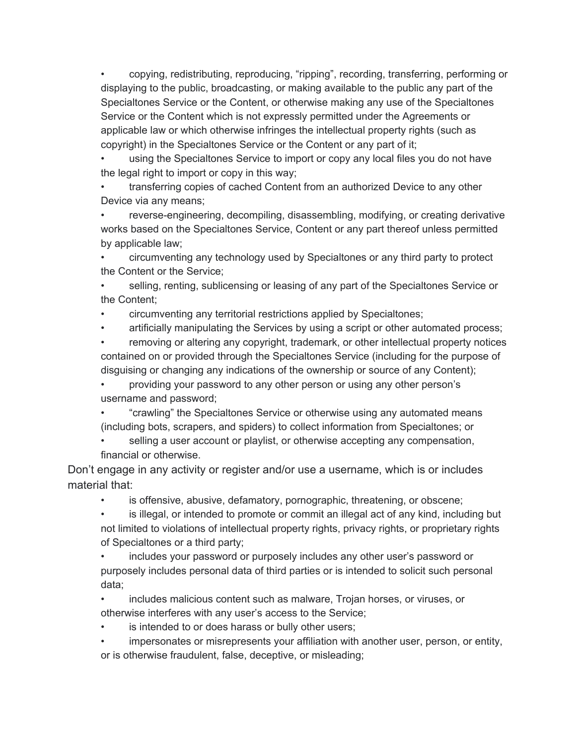- copying, redistributing, reproducing, "ripping", recording, transferring, performing or displaying to the public, broadcasting, or making available to the public any part of the Specialtones Service or the Content, or otherwise making any use of the Specialtones Service or the Content which is not expressly permitted under the Agreements or applicable law or which otherwise infringes the intellectual property rights (such as copyright) in the Specialtones Service or the Content or any part of it;
- using the Specialtones Service to import or copy any local files you do not have the legal right to import or copy in this way;
- transferring copies of cached Content from an authorized Device to any other Device via any means;
- reverse-engineering, decompiling, disassembling, modifying, or creating derivative works based on the Specialtones Service, Content or any part thereof unless permitted by applicable law;
- circumventing any technology used by Specialtones or any third party to protect the Content or the Service;
- selling, renting, sublicensing or leasing of any part of the Specialtones Service or the Content;
- circumventing any territorial restrictions applied by Specialtones;
- artificially manipulating the Services by using a script or other automated process;
- removing or altering any copyright, trademark, or other intellectual property notices contained on or provided through the Specialtones Service (including for the purpose of disguising or changing any indications of the ownership or source of any Content);
- providing your password to any other person or using any other person's username and password;
- "crawling" the Specialtones Service or otherwise using any automated means (including bots, scrapers, and spiders) to collect information from Specialtones; or
- selling a user account or playlist, or otherwise accepting any compensation, financial or otherwise.

Don't engage in any activity or register and/or use a username, which is or includes material that:

- is offensive, abusive, defamatory, pornographic, threatening, or obscene;
- is illegal, or intended to promote or commit an illegal act of any kind, including but not limited to violations of intellectual property rights, privacy rights, or proprietary rights of Specialtones or a third party;
- includes your password or purposely includes any other user's password or purposely includes personal data of third parties or is intended to solicit such personal data;
- includes malicious content such as malware, Trojan horses, or viruses, or otherwise interferes with any user's access to the Service;
- is intended to or does harass or bully other users;
- impersonates or misrepresents your affiliation with another user, person, or entity, or is otherwise fraudulent, false, deceptive, or misleading;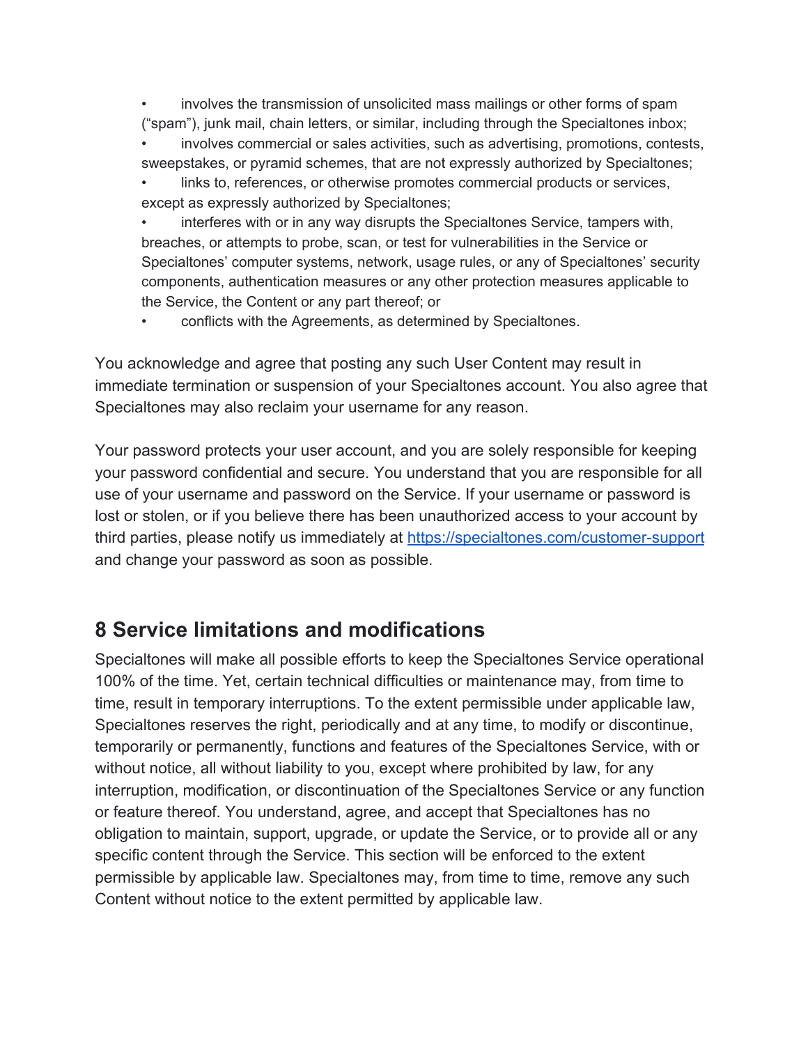- involves the transmission of unsolicited mass mailings or other forms of spam ("spam"), junk mail, chain letters, or similar, including through the Specialtones inbox;
- involves commercial or sales activities, such as advertising, promotions, contests, sweepstakes, or pyramid schemes, that are not expressly authorized by Specialtones;
- links to, references, or otherwise promotes commercial products or services, except as expressly authorized by Specialtones;
- interferes with or in any way disrupts the Specialtones Service, tampers with, breaches, or attempts to probe, scan, or test for vulnerabilities in the Service or Specialtones' computer systems, network, usage rules, or any of Specialtones' security components, authentication measures or any other protection measures applicable to the Service, the Content or any part thereof; or
- conflicts with the Agreements, as determined by Specialtones.

You acknowledge and agree that posting any such User Content may result in immediate termination or suspension of your Specialtones account. You also agree that Specialtones may also reclaim your username for any reason.

Your password protects your user account, and you are solely responsible for keeping your password confidential and secure. You understand that you are responsible for all use of your username and password on the Service. If your username or password is lost or stolen, or if you believe there has been unauthorized access to your account by third parties, please notify us immediately at [https://specialtones.com/customer-support](https://specialtones.com/customer-support) and change your password as soon as possible.

## 8 Service limitations and modifications

Specialtones will make all possible efforts to keep the Specialtones Service operational 100% of the time. Yet, certain technical difficulties or maintenance may, from time to time, result in temporary interruptions. To the extent permissible under applicable law, Specialtones reserves the right, periodically and at any time, to modify or discontinue, temporarily or permanently, functions and features of the Specialtones Service, with or without notice, all without liability to you, except where prohibited by law, for any interruption, modification, or discontinuation of the Specialtones Service or any function or feature thereof. You understand, agree, and accept that Specialtones has no obligation to maintain, support, upgrade, or update the Service, or to provide all or any specific content through the Service. This section will be enforced to the extent permissible by applicable law. Specialtones may, from time to time, remove any such Content without notice to the extent permitted by applicable law.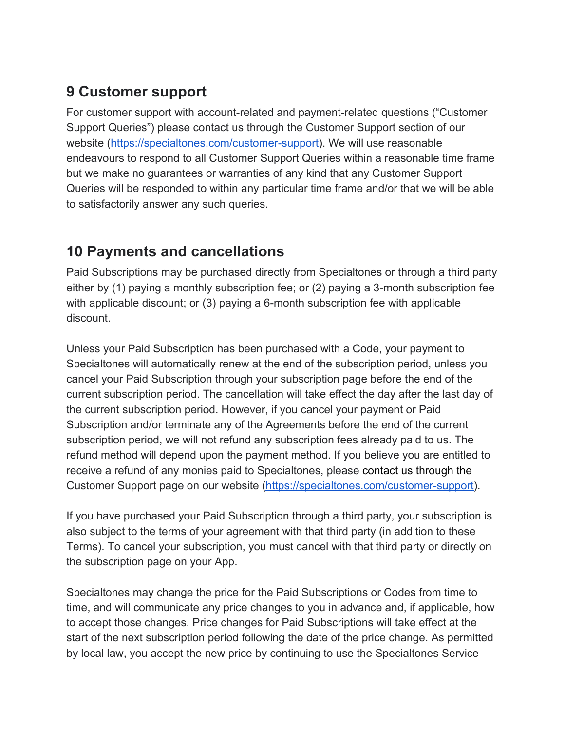## 9 Customer support

For customer support with account-related and payment-related questions ("Customer Support Queries") please contact us through the Customer Support section of our website ([https://specialtones.com/customer-support](https://specialtones.com/customer-support)). We will use reasonable endeavours to respond to all Customer Support Queries within a reasonable time frame but we make no guarantees or warranties of any kind that any Customer Support Queries will be responded to within any particular time frame and/or that we will be able to satisfactorily answer any such queries.

## 10 Payments and cancellations

Paid Subscriptions may be purchased directly from Specialtones or through a third party either by (1) paying a monthly subscription fee; or (2) paying a 3-month subscription fee with applicable discount; or (3) paying a 6-month subscription fee with applicable discount.

Unless your Paid Subscription has been purchased with a Code, your payment to Specialtones will automatically renew at the end of the subscription period, unless you cancel your Paid Subscription through your subscription page before the end of the current subscription period. The cancellation will take effect the day after the last day of the current subscription period. However, if you cancel your payment or Paid Subscription and/or terminate any of the Agreements before the end of the current subscription period, we will not refund any subscription fees already paid to us. The refund method will depend upon the payment method. If you believe you are entitled to receive a refund of any monies paid to Specialtones, please contact us through the Customer Support page on our website ([https://specialtones.com/customer-support](https://specialtones.com/customer-support)).

If you have purchased your Paid Subscription through a third party, your subscription is also subject to the terms of your agreement with that third party (in addition to these Terms). To cancel your subscription, you must cancel with that third party or directly on the subscription page on your App.

Specialtones may change the price for the Paid Subscriptions or Codes from time to time, and will communicate any price changes to you in advance and, if applicable, how to accept those changes. Price changes for Paid Subscriptions will take effect at the start of the next subscription period following the date of the price change. As permitted by local law, you accept the new price by continuing to use the Specialtones Service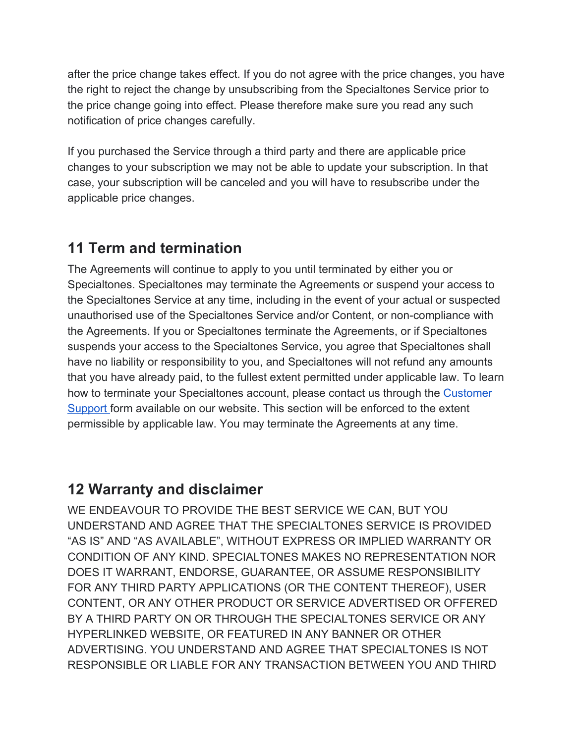after the price change takes effect. If you do not agree with the price changes, you have the right to reject the change by unsubscribing from the Specialtones Service prior to the price change going into effect. Please therefore make sure you read any such notification of price changes carefully.

If you purchased the Service through a third party and there are applicable price changes to your subscription we may not be able to update your subscription. In that case, your subscription will be canceled and you will have to resubscribe under the applicable price changes.

## 11 Term and termination

The Agreements will continue to apply to you until terminated by either you or Specialtones. Specialtones may terminate the Agreements or suspend your access to the Specialtones Service at any time, including in the event of your actual or suspected unauthorised use of the Specialtones Service and/or Content, or non-compliance with the Agreements. If you or Specialtones terminate the Agreements, or if Specialtones suspends your access to the Specialtones Service, you agree that Specialtones shall have no liability or responsibility to you, and Specialtones will not refund any amounts that you have already paid, to the fullest extent permitted under applicable law. To learn how to terminate your Specialtones account, please contact us through the Customer Support form available on our website. This section will be enforced to the extent permissible by applicable law. You may terminate the Agreements at any time.

## 12 Warranty and disclaimer

WE ENDEAVOUR TO PROVIDE THE BEST SERVICE WE CAN, BUT YOU UNDERSTAND AND AGREE THAT THE SPECIALTONES SERVICE IS PROVIDED "AS IS" AND "AS AVAILABLE", WITHOUT EXPRESS OR IMPLIED WARRANTY OR CONDITION OF ANY KIND. SPECIALTONES MAKES NO REPRESENTATION NOR DOES IT WARRANT, ENDORSE, GUARANTEE, OR ASSUME RESPONSIBILITY FOR ANY THIRD PARTY APPLICATIONS (OR THE CONTENT THEREOF), USER CONTENT, OR ANY OTHER PRODUCT OR SERVICE ADVERTISED OR OFFERED BY A THIRD PARTY ON OR THROUGH THE SPECIALTONES SERVICE OR ANY HYPERLINKED WEBSITE, OR FEATURED IN ANY BANNER OR OTHER ADVERTISING. YOU UNDERSTAND AND AGREE THAT SPECIALTONES IS NOT RESPONSIBLE OR LIABLE FOR ANY TRANSACTION BETWEEN YOU AND THIRD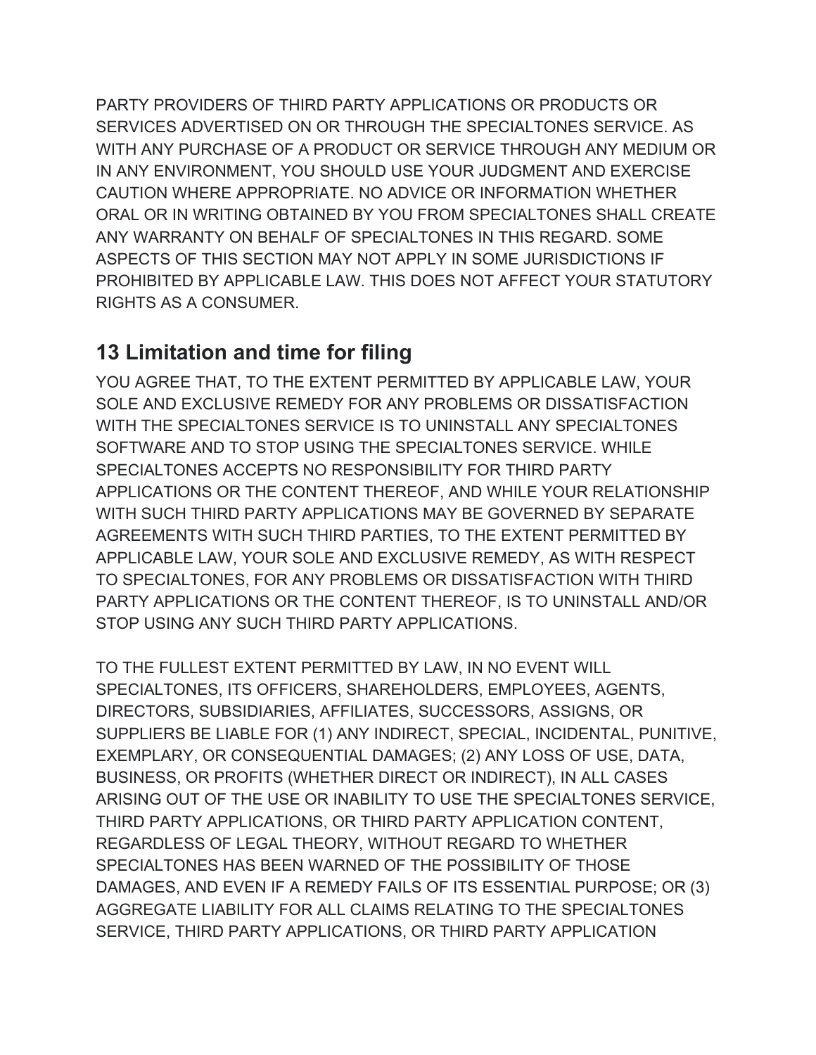PARTY PROVIDERS OF THIRD PARTY APPLICATIONS OR PRODUCTS OR SERVICES ADVERTISED ON OR THROUGH THE SPECIALTONES SERVICE. AS WITH ANY PURCHASE OF A PRODUCT OR SERVICE THROUGH ANY MEDIUM OR IN ANY ENVIRONMENT, YOU SHOULD USE YOUR JUDGMENT AND EXERCISE CAUTION WHERE APPROPRIATE. NO ADVICE OR INFORMATION WHETHER ORAL OR IN WRITING OBTAINED BY YOU FROM SPECIALTONES SHALL CREATE ANY WARRANTY ON BEHALF OF SPECIALTONES IN THIS REGARD. SOME ASPECTS OF THIS SECTION MAY NOT APPLY IN SOME JURISDICTIONS IF PROHIBITED BY APPLICABLE LAW. THIS DOES NOT AFFECT YOUR STATUTORY RIGHTS AS A CONSUMER.

## 13 Limitation and time for filing

YOU AGREE THAT, TO THE EXTENT PERMITTED BY APPLICABLE LAW, YOUR SOLE AND EXCLUSIVE REMEDY FOR ANY PROBLEMS OR DISSATISFACTION WITH THE SPECIALTONES SERVICE IS TO UNINSTALL ANY SPECIALTONES SOFTWARE AND TO STOP USING THE SPECIALTONES SERVICE. WHILE SPECIALTONES ACCEPTS NO RESPONSIBILITY FOR THIRD PARTY APPLICATIONS OR THE CONTENT THEREOF, AND WHILE YOUR RELATIONSHIP WITH SUCH THIRD PARTY APPLICATIONS MAY BE GOVERNED BY SEPARATE AGREEMENTS WITH SUCH THIRD PARTIES, TO THE EXTENT PERMITTED BY APPLICABLE LAW, YOUR SOLE AND EXCLUSIVE REMEDY, AS WITH RESPECT TO SPECIALTONES, FOR ANY PROBLEMS OR DISSATISFACTION WITH THIRD PARTY APPLICATIONS OR THE CONTENT THEREOF, IS TO UNINSTALL AND/OR STOP USING ANY SUCH THIRD PARTY APPLICATIONS.

TO THE FULLEST EXTENT PERMITTED BY LAW, IN NO EVENT WILL SPECIALTONES, ITS OFFICERS, SHAREHOLDERS, EMPLOYEES, AGENTS, DIRECTORS, SUBSIDIARIES, AFFILIATES, SUCCESSORS, ASSIGNS, OR SUPPLIERS BE LIABLE FOR (1) ANY INDIRECT, SPECIAL, INCIDENTAL, PUNITIVE, EXEMPLARY, OR CONSEQUENTIAL DAMAGES; (2) ANY LOSS OF USE, DATA, BUSINESS, OR PROFITS (WHETHER DIRECT OR INDIRECT), IN ALL CASES ARISING OUT OF THE USE OR INABILITY TO USE THE SPECIALTONES SERVICE, THIRD PARTY APPLICATIONS, OR THIRD PARTY APPLICATION CONTENT, REGARDLESS OF LEGAL THEORY, WITHOUT REGARD TO WHETHER SPECIALTONES HAS BEEN WARNED OF THE POSSIBILITY OF THOSE DAMAGES, AND EVEN IF A REMEDY FAILS OF ITS ESSENTIAL PURPOSE; OR (3) AGGREGATE LIABILITY FOR ALL CLAIMS RELATING TO THE SPECIALTONES SERVICE, THIRD PARTY APPLICATIONS, OR THIRD PARTY APPLICATION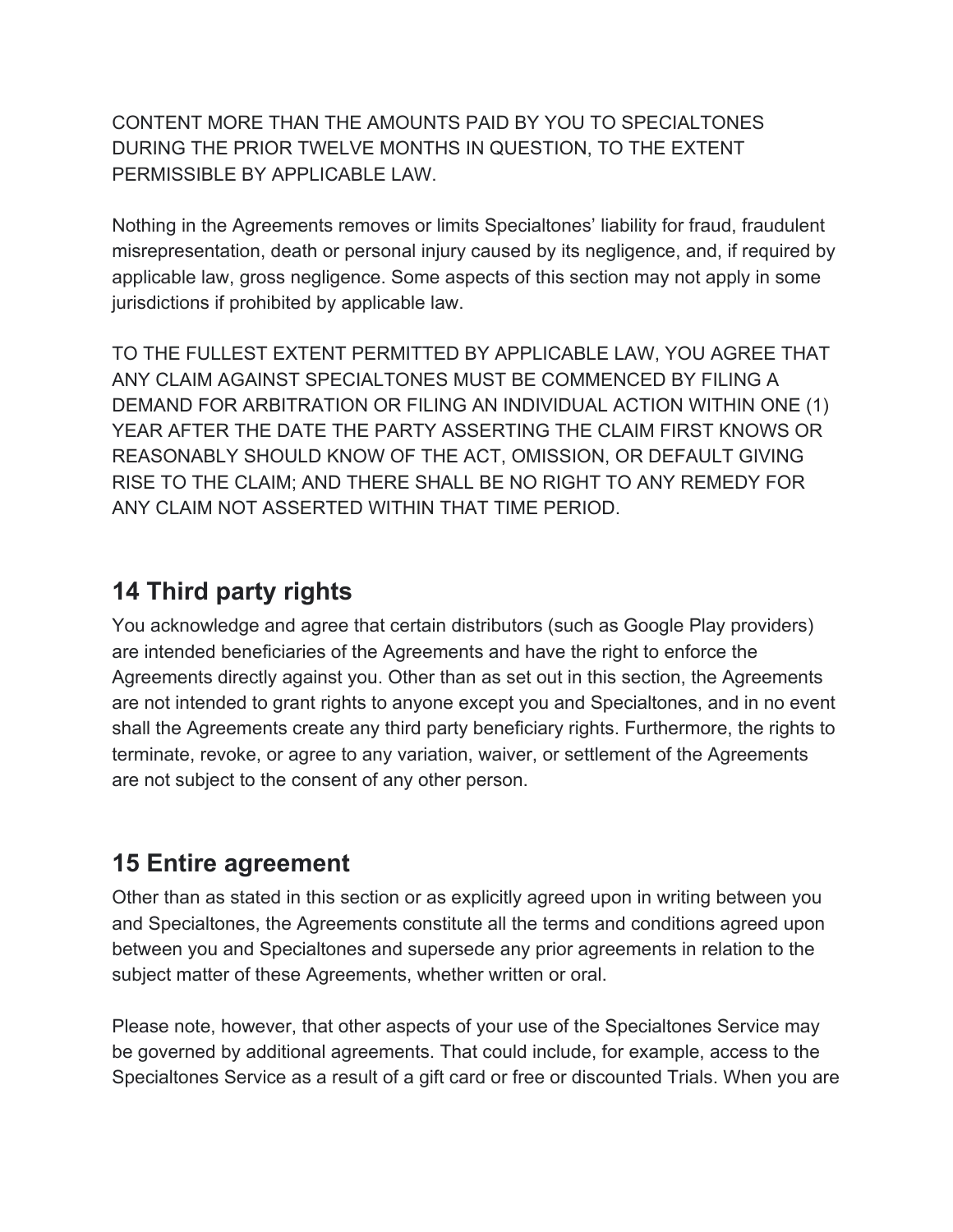CONTENT MORE THAN THE AMOUNTS PAID BY YOU TO SPECIALTONES DURING THE PRIOR TWELVE MONTHS IN QUESTION, TO THE EXTENT PERMISSIBLE BY APPLICABLE LAW.

Nothing in the Agreements removes or limits Specialtones' liability for fraud, fraudulent misrepresentation, death or personal injury caused by its negligence, and, if required by applicable law, gross negligence. Some aspects of this section may not apply in some jurisdictions if prohibited by applicable law.

TO THE FULLEST EXTENT PERMITTED BY APPLICABLE LAW, YOU AGREE THAT ANY CLAIM AGAINST SPECIALTONES MUST BE COMMENCED BY FILING A DEMAND FOR ARBITRATION OR FILING AN INDIVIDUAL ACTION WITHIN ONE (1) YEAR AFTER THE DATE THE PARTY ASSERTING THE CLAIM FIRST KNOWS OR REASONABLY SHOULD KNOW OF THE ACT, OMISSION, OR DEFAULT GIVING RISE TO THE CLAIM; AND THERE SHALL BE NO RIGHT TO ANY REMEDY FOR ANY CLAIM NOT ASSERTED WITHIN THAT TIME PERIOD.

## 14 Third party rights

You acknowledge and agree that certain distributors (such as Google Play providers) are intended beneficiaries of the Agreements and have the right to enforce the Agreements directly against you. Other than as set out in this section, the Agreements are not intended to grant rights to anyone except you and Specialtones, and in no event shall the Agreements create any third party beneficiary rights. Furthermore, the rights to terminate, revoke, or agree to any variation, waiver, or settlement of the Agreements are not subject to the consent of any other person.

## 15 Entire agreement

Other than as stated in this section or as explicitly agreed upon in writing between you and Specialtones, the Agreements constitute all the terms and conditions agreed upon between you and Specialtones and supersede any prior agreements in relation to the subject matter of these Agreements, whether written or oral.

Please note, however, that other aspects of your use of the Specialtones Service may be governed by additional agreements. That could include, for example, access to the Specialtones Service as a result of a gift card or free or discounted Trials. When you are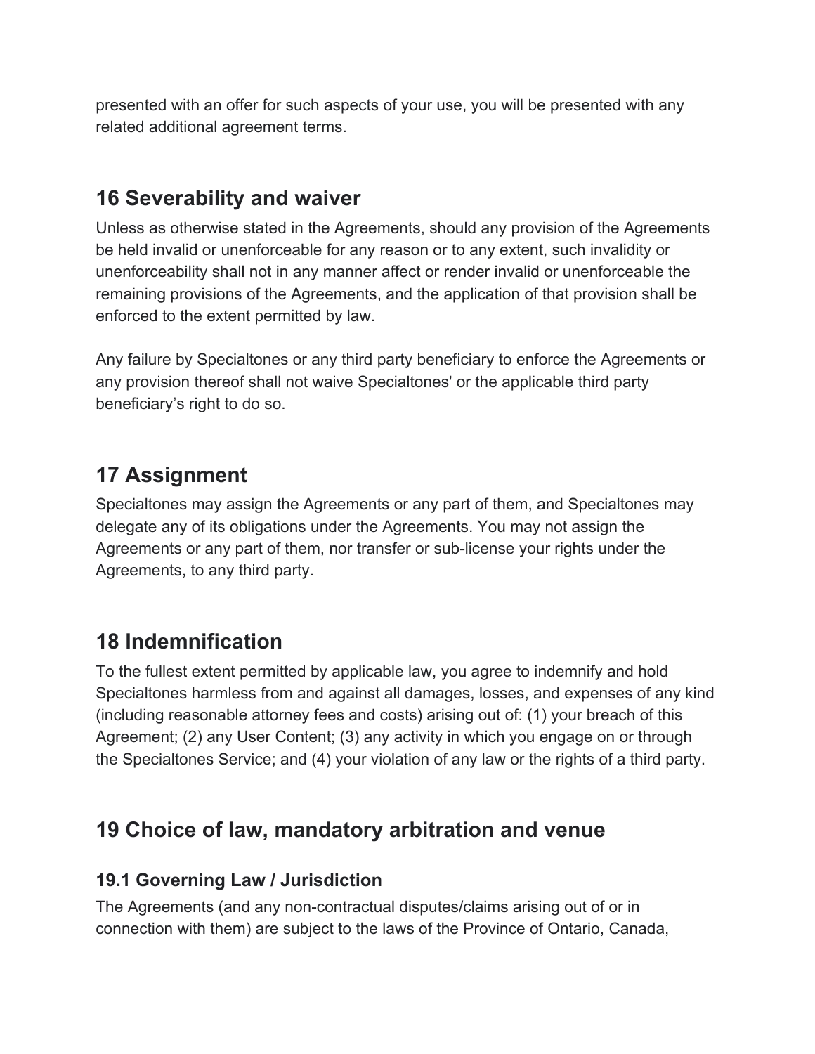presented with an offer for such aspects of your use, you will be presented with any related additional agreement terms.

## 16 Severability and waiver

Unless as otherwise stated in the Agreements, should any provision of the Agreements be held invalid or unenforceable for any reason or to any extent, such invalidity or unenforceability shall not in any manner affect or render invalid or unenforceable the remaining provisions of the Agreements, and the application of that provision shall be enforced to the extent permitted by law.

Any failure by Specialtones or any third party beneficiary to enforce the Agreements or any provision thereof shall not waive Specialtones' or the applicable third party beneficiary's right to do so.

## 17 Assignment

Specialtones may assign the Agreements or any part of them, and Specialtones may delegate any of its obligations under the Agreements. You may not assign the Agreements or any part of them, nor transfer or sub-license your rights under the Agreements, to any third party.

## 18 Indemnification

To the fullest extent permitted by applicable law, you agree to indemnify and hold Specialtones harmless from and against all damages, losses, and expenses of any kind (including reasonable attorney fees and costs) arising out of: (1) your breach of this Agreement; (2) any User Content; (3) any activity in which you engage on or through the Specialtones Service; and (4) your violation of any law or the rights of a third party.

## 19 Choice of law, mandatory arbitration and venue

### 19.1 Governing Law / Jurisdiction

The Agreements (and any non-contractual disputes/claims arising out of or in connection with them) are subject to the laws of the Province of Ontario, Canada,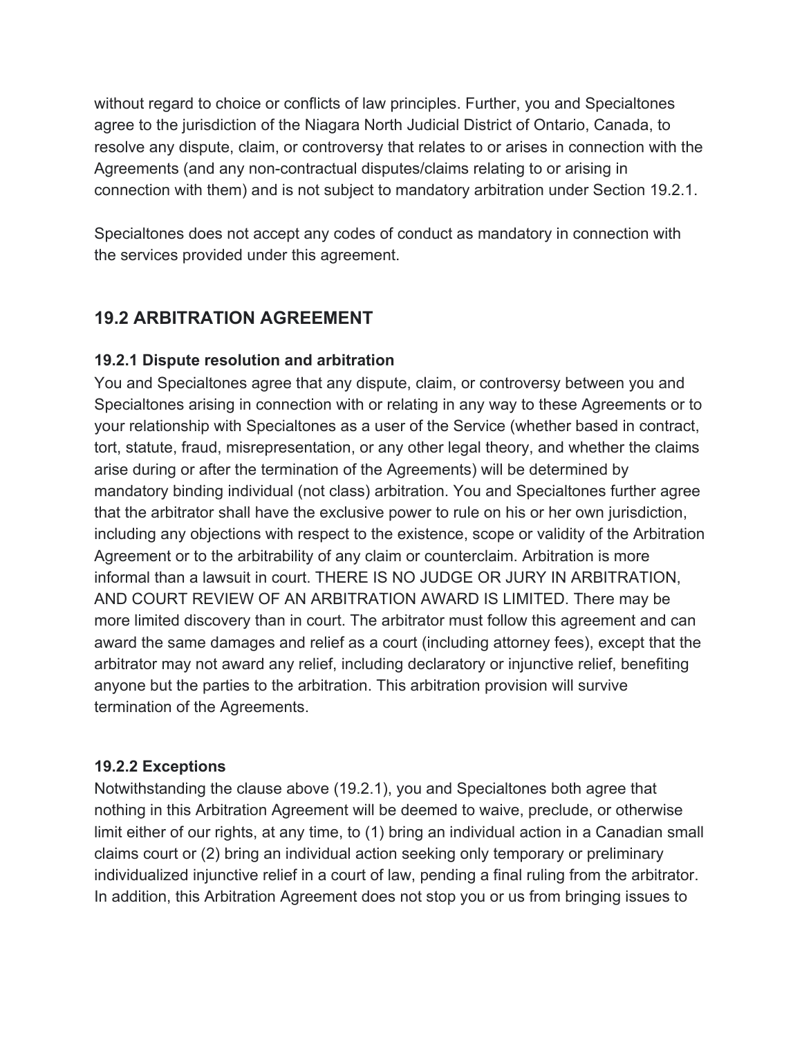without regard to choice or conflicts of law principles. Further, you and Specialtones agree to the jurisdiction of the Niagara North Judicial District of Ontario, Canada, to resolve any dispute, claim, or controversy that relates to or arises in connection with the Agreements (and any non-contractual disputes/claims relating to or arising in connection with them) and is not subject to mandatory arbitration under Section 19.2.1.

Specialtones does not accept any codes of conduct as mandatory in connection with the services provided under this agreement.

## 19.2 ARBITRATION AGREEMENT

**19.2.1 Dispute resolution and arbitration**
You and Specialtones agree that any dispute, claim, or controversy between you and Specialtones arising in connection with or relating in any way to these Agreements or to your relationship with Specialtones as a user of the Service (whether based in contract, tort, statute, fraud, misrepresentation, or any other legal theory, and whether the claims arise during or after the termination of the Agreements) will be determined by mandatory binding individual (not class) arbitration. You and Specialtones further agree that the arbitrator shall have the exclusive power to rule on his or her own jurisdiction, including any objections with respect to the existence, scope or validity of the Arbitration Agreement or to the arbitrability of any claim or counterclaim. Arbitration is more informal than a lawsuit in court. THERE IS NO JUDGE OR JURY IN ARBITRATION, AND COURT REVIEW OF AN ARBITRATION AWARD IS LIMITED. There may be more limited discovery than in court. The arbitrator must follow this agreement and can award the same damages and relief as a court (including attorney fees), except that the arbitrator may not award any relief, including declaratory or injunctive relief, benefiting anyone but the parties to the arbitration. This arbitration provision will survive termination of the Agreements.

**19.2.2 Exceptions**
Notwithstanding the clause above (19.2.1), you and Specialtones both agree that nothing in this Arbitration Agreement will be deemed to waive, preclude, or otherwise limit either of our rights, at any time, to (1) bring an individual action in a Canadian small claims court or (2) bring an individual action seeking only temporary or preliminary individualized injunctive relief in a court of law, pending a final ruling from the arbitrator. In addition, this Arbitration Agreement does not stop you or us from bringing issues to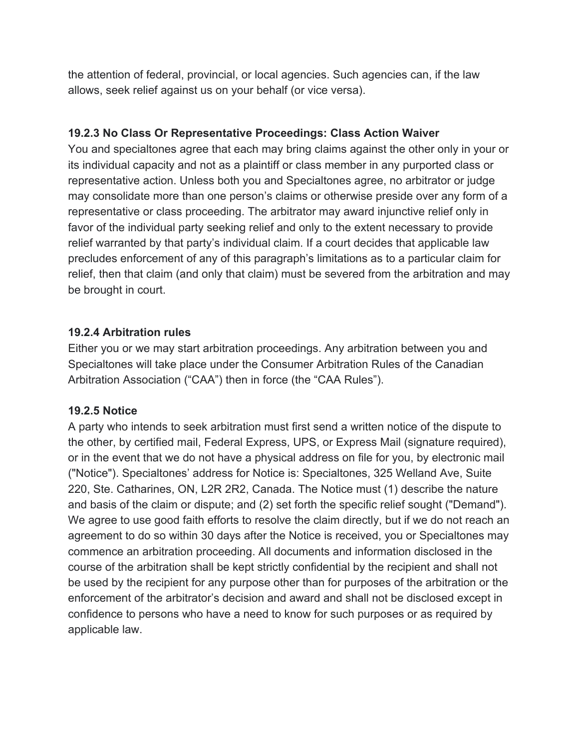the attention of federal, provincial, or local agencies. Such agencies can, if the law allows, seek relief against us on your behalf (or vice versa).

**19.2.3 No Class Or Representative Proceedings: Class Action Waiver**

You and specialtones agree that each may bring claims against the other only in your or its individual capacity and not as a plaintiff or class member in any purported class or representative action. Unless both you and Specialtones agree, no arbitrator or judge may consolidate more than one person's claims or otherwise preside over any form of a representative or class proceeding. The arbitrator may award injunctive relief only in favor of the individual party seeking relief and only to the extent necessary to provide relief warranted by that party's individual claim. If a court decides that applicable law precludes enforcement of any of this paragraph's limitations as to a particular claim for relief, then that claim (and only that claim) must be severed from the arbitration and may be brought in court.

**19.2.4 Arbitration rules**

Either you or we may start arbitration proceedings. Any arbitration between you and Specialtones will take place under the Consumer Arbitration Rules of the Canadian Arbitration Association ("CAA") then in force (the "CAA Rules").

**19.2.5 Notice**

A party who intends to seek arbitration must first send a written notice of the dispute to the other, by certified mail, Federal Express, UPS, or Express Mail (signature required), or in the event that we do not have a physical address on file for you, by electronic mail ("Notice"). Specialtones' address for Notice is: Specialtones, 325 Welland Ave, Suite 220, Ste. Catharines, ON, L2R 2R2, Canada. The Notice must (1) describe the nature and basis of the claim or dispute; and (2) set forth the specific relief sought ("Demand"). We agree to use good faith efforts to resolve the claim directly, but if we do not reach an agreement to do so within 30 days after the Notice is received, you or Specialtones may commence an arbitration proceeding. All documents and information disclosed in the course of the arbitration shall be kept strictly confidential by the recipient and shall not be used by the recipient for any purpose other than for purposes of the arbitration or the enforcement of the arbitrator's decision and award and shall not be disclosed except in confidence to persons who have a need to know for such purposes or as required by applicable law.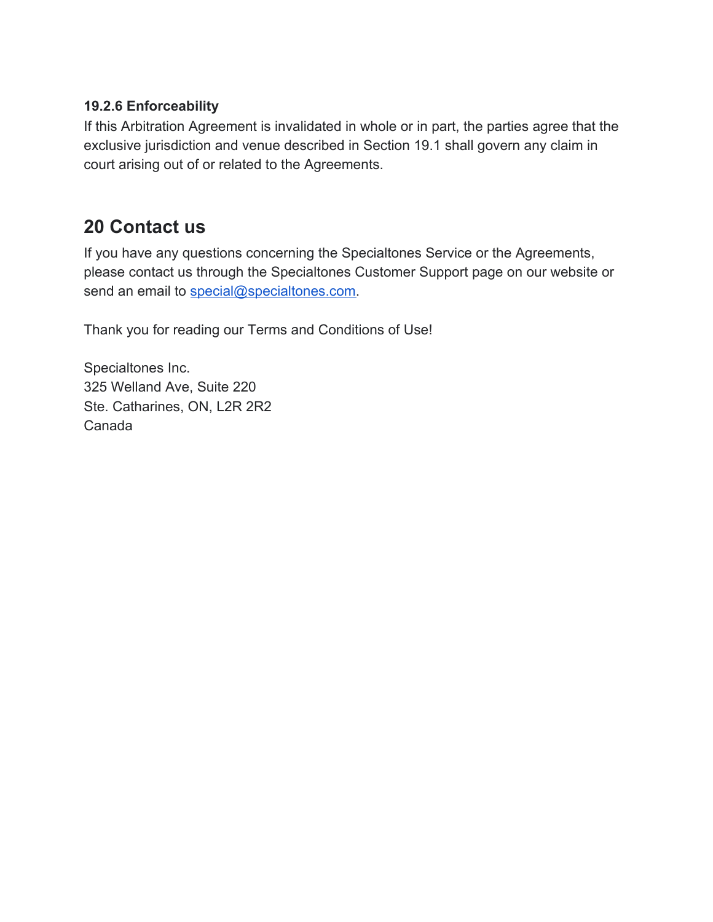#### 19.2.6 Enforceability

If this Arbitration Agreement is invalidated in whole or in part, the parties agree that the exclusive jurisdiction and venue described in Section 19.1 shall govern any claim in court arising out of or related to the Agreements.

## 20 Contact us

If you have any questions concerning the Specialtones Service or the Agreements, please contact us through the Specialtones Customer Support page on our website or send an email to special@specialtones.com.

Thank you for reading our Terms and Conditions of Use!

Specialtones Inc.
325 Welland Ave, Suite 220
Ste. Catharines, ON, L2R 2R2
Canada